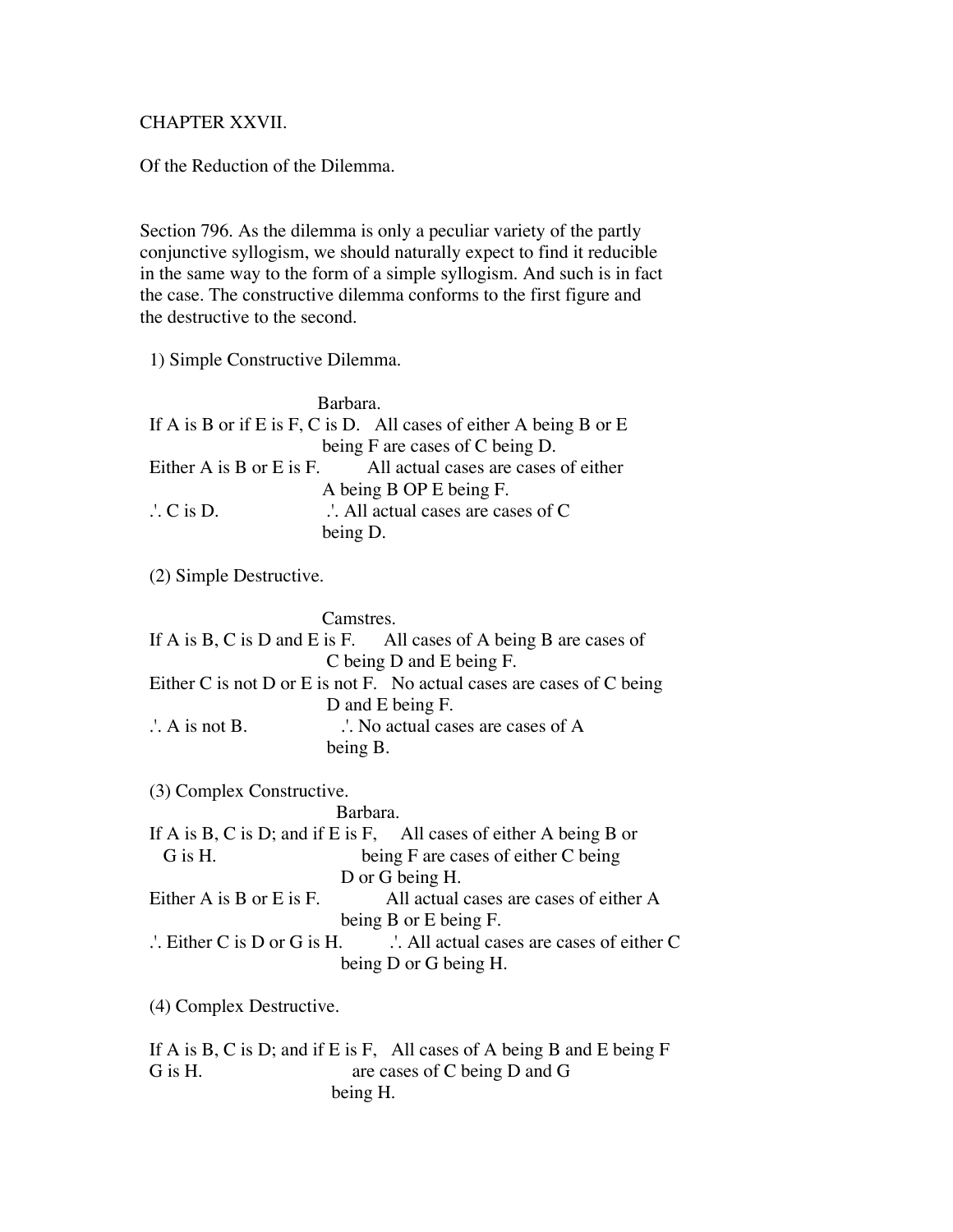CHAPTER XXVII.

Of the Reduction of the Dilemma.

Section 796. As the dilemma is only a peculiar variety of the partly conjunctive syllogism, we should naturally expect to find it reducible in the same way to the form of a simple syllogism. And such is in fact the case. The constructive dilemma conforms to the first figure and the destructive to the second.

1) Simple Constructive Dilemma.

| | Barbara. |
|---|---|
| If A is B or if E is F, C is D. | All cases of either A being B or E being F are cases of C being D. |
| Either A is B or E is F. | All actual cases are cases of either A being B OP E being F. |
| .'. C is D. | .'. All actual cases are cases of C being D. |

(2) Simple Destructive.

| | Camstres. |
|---|---|
| If A is B, C is D and E is F. | All cases of A being B are cases of C being D and E being F. |
| Either C is not D or E is not F. | No actual cases are cases of C being D and E being F. |
| .'. A is not B. | .'. No actual cases are cases of A being B. |

(3) Complex Constructive.

| | Barbara. |
|---|---|
| If A is B, C is D; and if E is F, G is H. | All cases of either A being B or being F are cases of either C being D or G being H. |
| Either A is B or E is F. | All actual cases are cases of either A being B or E being F. |
| .'. Either C is D or G is H. | .'. All actual cases are cases of either C being D or G being H. |

(4) Complex Destructive.

| | |
|---|---|
| If A is B, C is D; and if E is F, G is H. | All cases of A being B and E being F are cases of C being D and G being H. |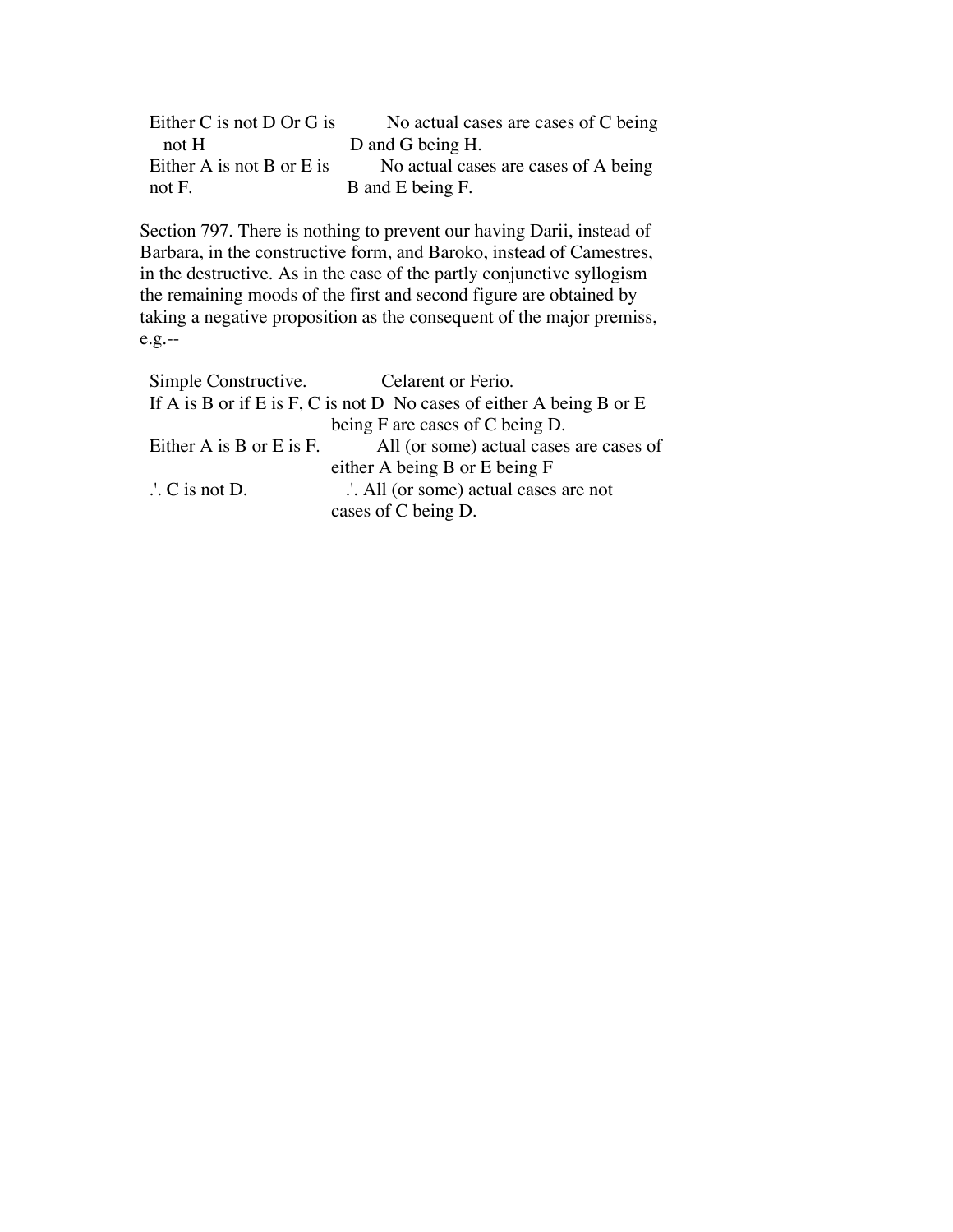| | |
|---|---|
| Either C is not D Or G is not H | No actual cases are cases of C being D and G being H. |
| Either A is not B or E is not F. | No actual cases are cases of A being B and E being F. |

Section 797. There is nothing to prevent our having Darii, instead of Barbara, in the constructive form, and Baroko, instead of Camestres, in the destructive. As in the case of the partly conjunctive syllogism the remaining moods of the first and second figure are obtained by taking a negative proposition as the consequent of the major premiss, e.g.--

| Simple Constructive. | Celarent or Ferio. |
|---|---|
| If A is B or if E is F, C is not D | No cases of either A being B or E being F are cases of C being D. |
| Either A is B or E is F. | All (or some) actual cases are cases of either A being B or E being F |
| .'. C is not D. | .'. All (or some) actual cases are not cases of C being D. |